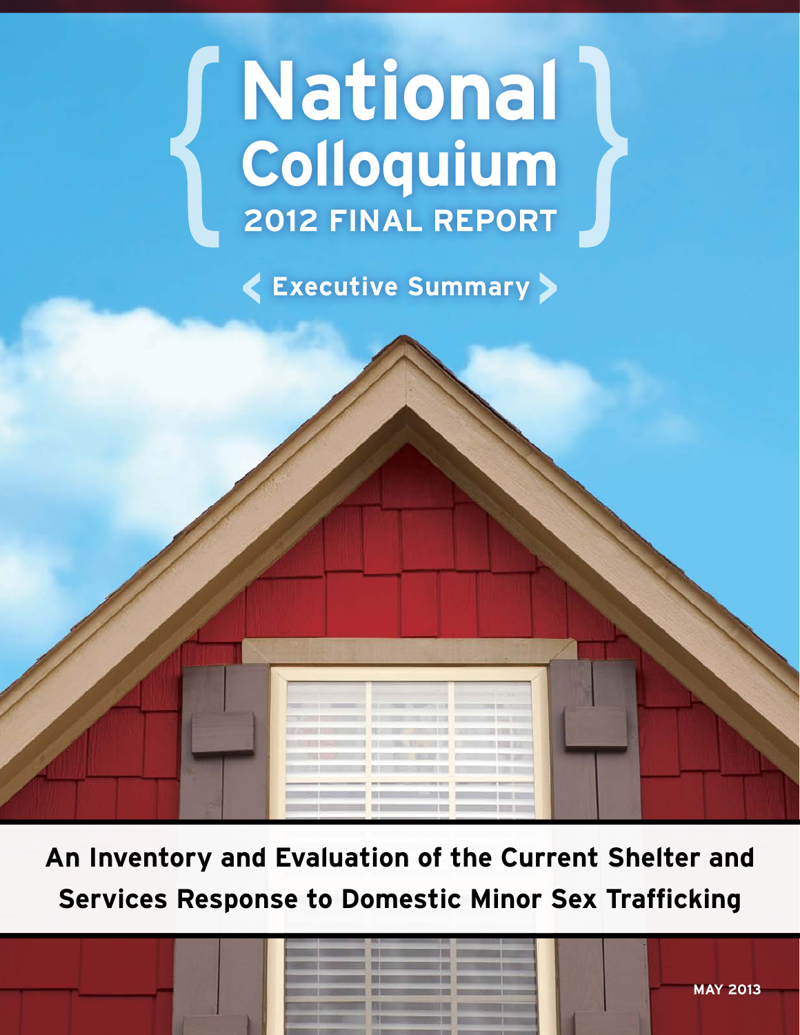# National Colloquium

## 2012 FINAL REPORT

### Executive Summary

**An Inventory and Evaluation of the Current Shelter and Services Response to Domestic Minor Sex Trafficking**

MAY 2013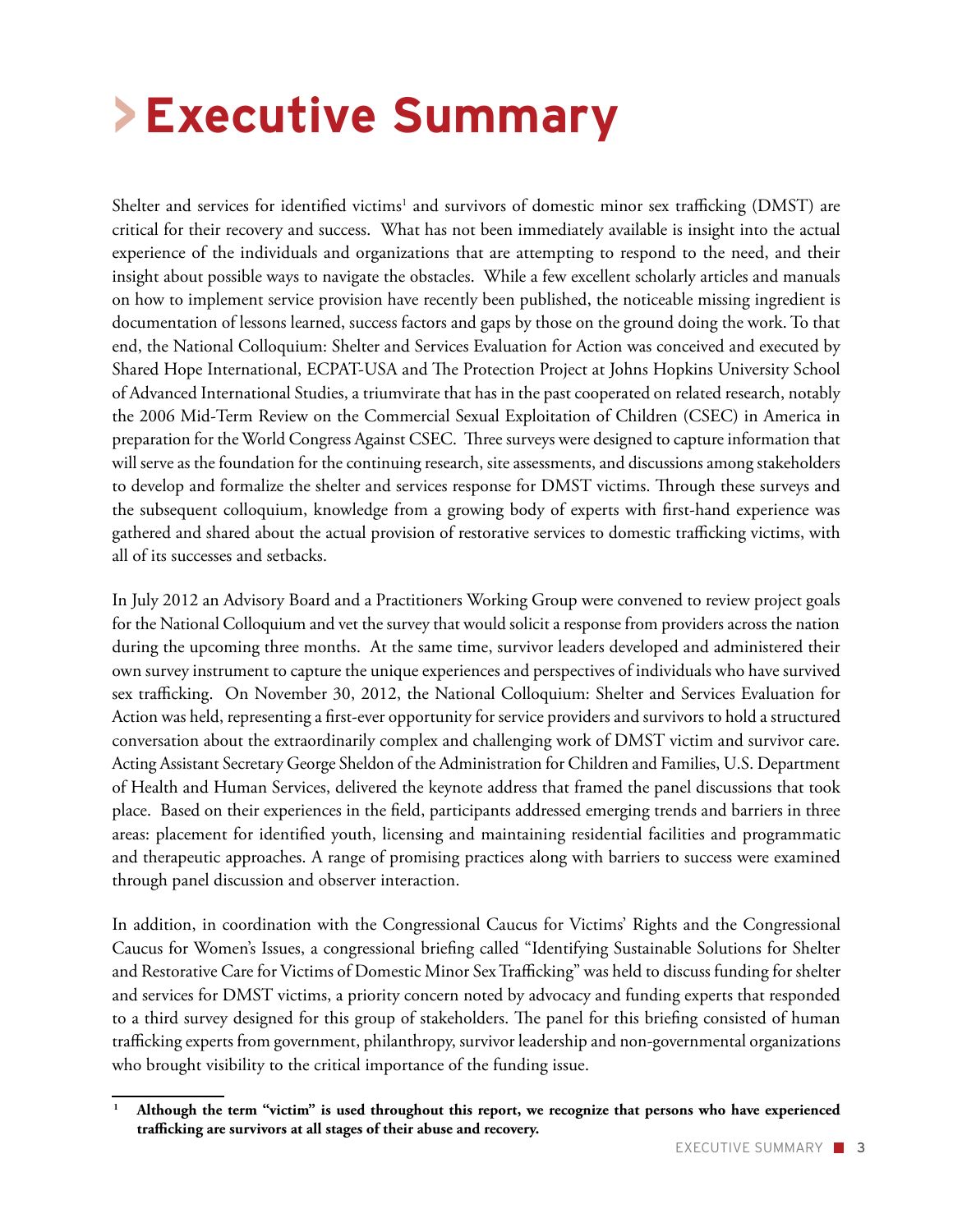# Executive Summary

Shelter and services for identified victims[1] and survivors of domestic minor sex trafficking (DMST) are critical for their recovery and success. What has not been immediately available is insight into the actual experience of the individuals and organizations that are attempting to respond to the need, and their insight about possible ways to navigate the obstacles. While a few excellent scholarly articles and manuals on how to implement service provision have recently been published, the noticeable missing ingredient is documentation of lessons learned, success factors and gaps by those on the ground doing the work. To that end, the National Colloquium: Shelter and Services Evaluation for Action was conceived and executed by Shared Hope International, ECPAT-USA and The Protection Project at Johns Hopkins University School of Advanced International Studies, a triumvirate that has in the past cooperated on related research, notably the 2006 Mid-Term Review on the Commercial Sexual Exploitation of Children (CSEC) in America in preparation for the World Congress Against CSEC. Three surveys were designed to capture information that will serve as the foundation for the continuing research, site assessments, and discussions among stakeholders to develop and formalize the shelter and services response for DMST victims. Through these surveys and the subsequent colloquium, knowledge from a growing body of experts with first-hand experience was gathered and shared about the actual provision of restorative services to domestic trafficking victims, with all of its successes and setbacks.

In July 2012 an Advisory Board and a Practitioners Working Group were convened to review project goals for the National Colloquium and vet the survey that would solicit a response from providers across the nation during the upcoming three months. At the same time, survivor leaders developed and administered their own survey instrument to capture the unique experiences and perspectives of individuals who have survived sex trafficking. On November 30, 2012, the National Colloquium: Shelter and Services Evaluation for Action was held, representing a first-ever opportunity for service providers and survivors to hold a structured conversation about the extraordinarily complex and challenging work of DMST victim and survivor care. Acting Assistant Secretary George Sheldon of the Administration for Children and Families, U.S. Department of Health and Human Services, delivered the keynote address that framed the panel discussions that took place. Based on their experiences in the field, participants addressed emerging trends and barriers in three areas: placement for identified youth, licensing and maintaining residential facilities and programmatic and therapeutic approaches. A range of promising practices along with barriers to success were examined through panel discussion and observer interaction.

In addition, in coordination with the Congressional Caucus for Victims' Rights and the Congressional Caucus for Women's Issues, a congressional briefing called "Identifying Sustainable Solutions for Shelter and Restorative Care for Victims of Domestic Minor Sex Trafficking" was held to discuss funding for shelter and services for DMST victims, a priority concern noted by advocacy and funding experts that responded to a third survey designed for this group of stakeholders. The panel for this briefing consisted of human trafficking experts from government, philanthropy, survivor leadership and non-governmental organizations who brought visibility to the critical importance of the funding issue.

---

[1] **Although the term "victim" is used throughout this report, we recognize that persons who have experienced trafficking are survivors at all stages of their abuse and recovery.**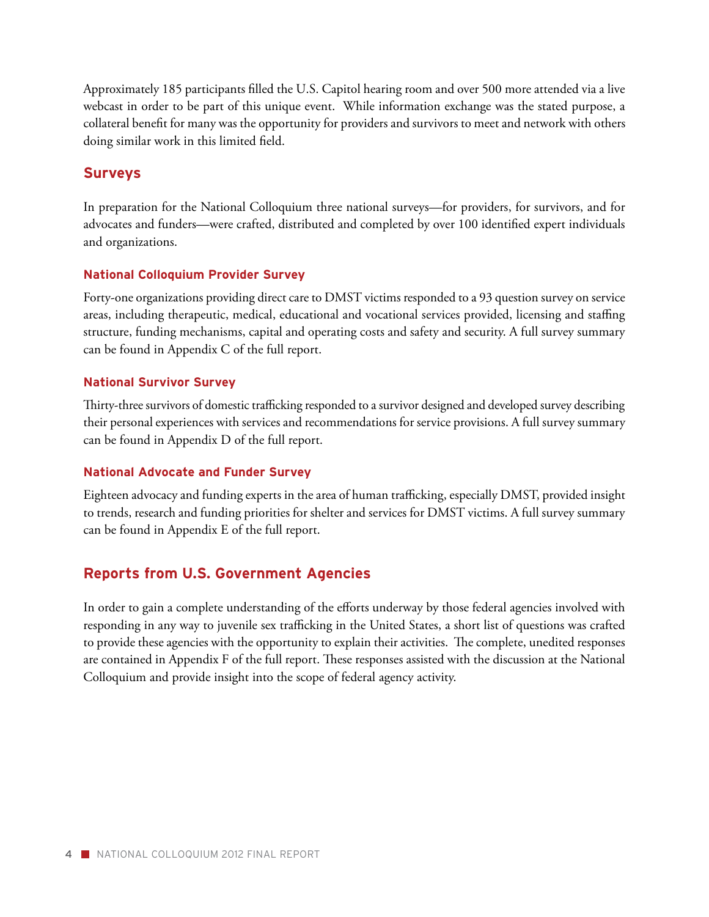Approximately 185 participants filled the U.S. Capitol hearing room and over 500 more attended via a live webcast in order to be part of this unique event. While information exchange was the stated purpose, a collateral benefit for many was the opportunity for providers and survivors to meet and network with others doing similar work in this limited field.

## Surveys

In preparation for the National Colloquium three national surveys—for providers, for survivors, and for advocates and funders—were crafted, distributed and completed by over 100 identified expert individuals and organizations.

### National Colloquium Provider Survey

Forty-one organizations providing direct care to DMST victims responded to a 93 question survey on service areas, including therapeutic, medical, educational and vocational services provided, licensing and staffing structure, funding mechanisms, capital and operating costs and safety and security. A full survey summary can be found in Appendix C of the full report.

### National Survivor Survey

Thirty-three survivors of domestic trafficking responded to a survivor designed and developed survey describing their personal experiences with services and recommendations for service provisions. A full survey summary can be found in Appendix D of the full report.

### National Advocate and Funder Survey

Eighteen advocacy and funding experts in the area of human trafficking, especially DMST, provided insight to trends, research and funding priorities for shelter and services for DMST victims. A full survey summary can be found in Appendix E of the full report.

## Reports from U.S. Government Agencies

In order to gain a complete understanding of the efforts underway by those federal agencies involved with responding in any way to juvenile sex trafficking in the United States, a short list of questions was crafted to provide these agencies with the opportunity to explain their activities. The complete, unedited responses are contained in Appendix F of the full report. These responses assisted with the discussion at the National Colloquium and provide insight into the scope of federal agency activity.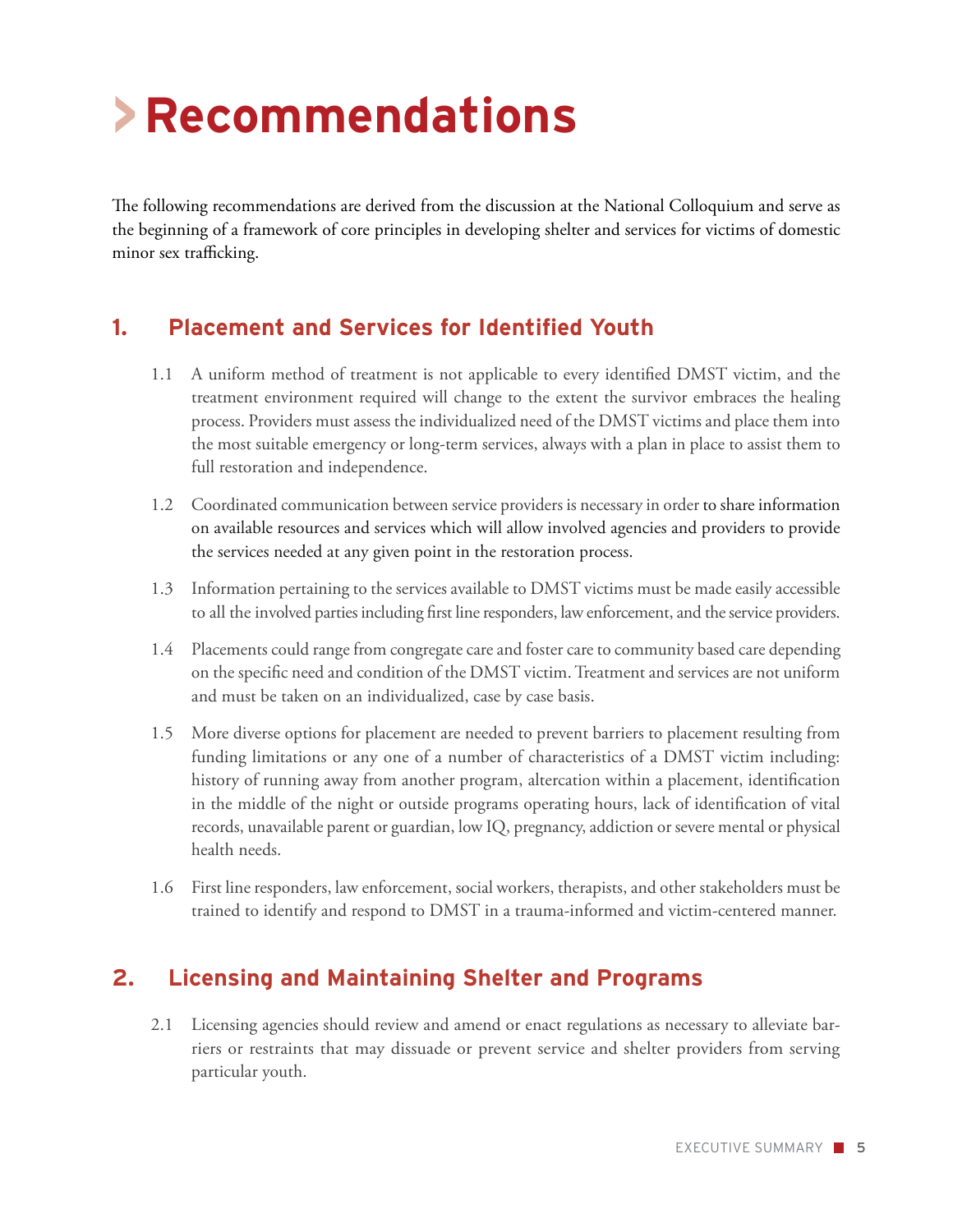# Recommendations

The following recommendations are derived from the discussion at the National Colloquium and serve as the beginning of a framework of core principles in developing shelter and services for victims of domestic minor sex trafficking.

## 1. Placement and Services for Identified Youth

1.1 A uniform method of treatment is not applicable to every identified DMST victim, and the treatment environment required will change to the extent the survivor embraces the healing process. Providers must assess the individualized need of the DMST victims and place them into the most suitable emergency or long-term services, always with a plan in place to assist them to full restoration and independence.

1.2 Coordinated communication between service providers is necessary in order to share information on available resources and services which will allow involved agencies and providers to provide the services needed at any given point in the restoration process.

1.3 Information pertaining to the services available to DMST victims must be made easily accessible to all the involved parties including first line responders, law enforcement, and the service providers.

1.4 Placements could range from congregate care and foster care to community based care depending on the specific need and condition of the DMST victim. Treatment and services are not uniform and must be taken on an individualized, case by case basis.

1.5 More diverse options for placement are needed to prevent barriers to placement resulting from funding limitations or any one of a number of characteristics of a DMST victim including: history of running away from another program, altercation within a placement, identification in the middle of the night or outside programs operating hours, lack of identification of vital records, unavailable parent or guardian, low IQ, pregnancy, addiction or severe mental or physical health needs.

1.6 First line responders, law enforcement, social workers, therapists, and other stakeholders must be trained to identify and respond to DMST in a trauma-informed and victim-centered manner.

## 2. Licensing and Maintaining Shelter and Programs

2.1 Licensing agencies should review and amend or enact regulations as necessary to alleviate barriers or restraints that may dissuade or prevent service and shelter providers from serving particular youth.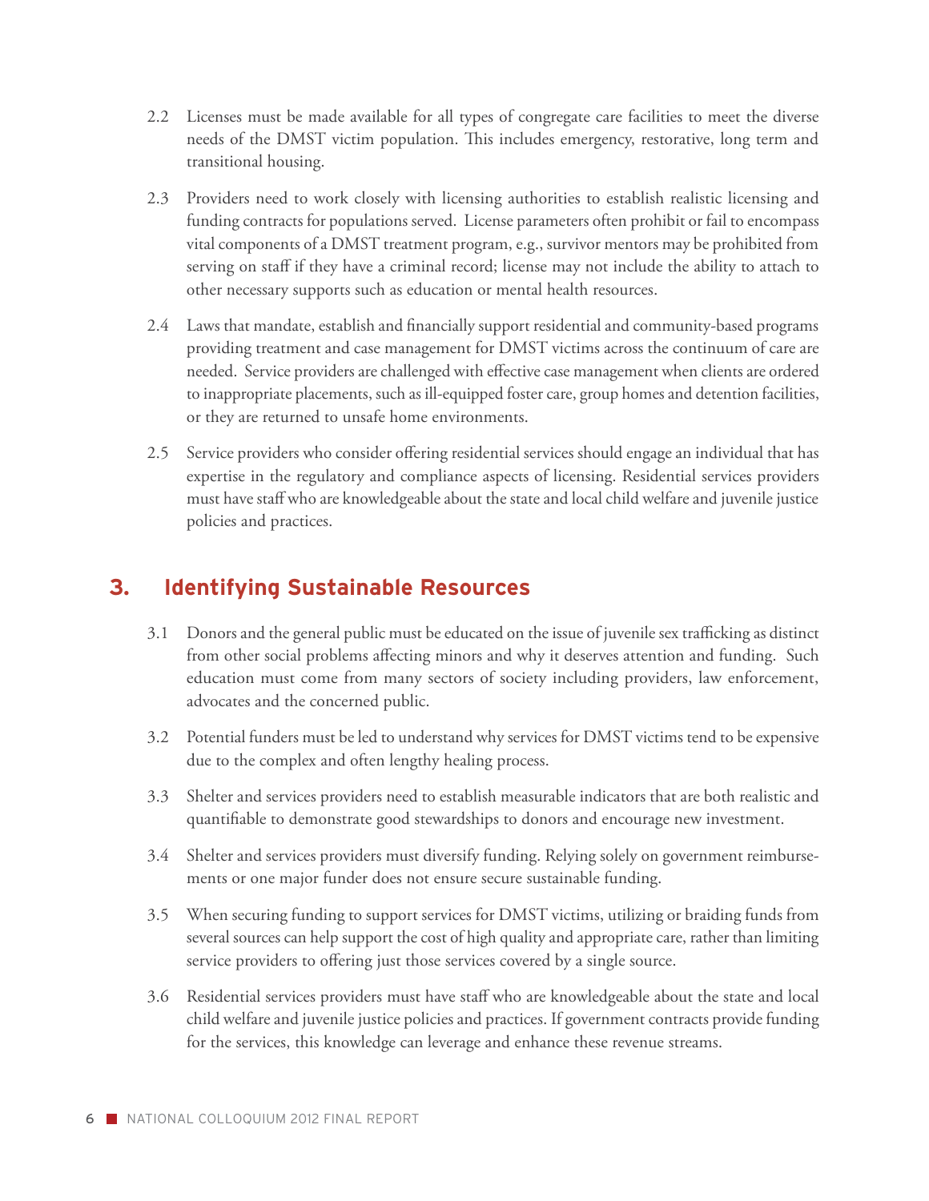2.2 Licenses must be made available for all types of congregate care facilities to meet the diverse needs of the DMST victim population. This includes emergency, restorative, long term and transitional housing.

2.3 Providers need to work closely with licensing authorities to establish realistic licensing and funding contracts for populations served. License parameters often prohibit or fail to encompass vital components of a DMST treatment program, e.g., survivor mentors may be prohibited from serving on staff if they have a criminal record; license may not include the ability to attach to other necessary supports such as education or mental health resources.

2.4 Laws that mandate, establish and financially support residential and community-based programs providing treatment and case management for DMST victims across the continuum of care are needed. Service providers are challenged with effective case management when clients are ordered to inappropriate placements, such as ill-equipped foster care, group homes and detention facilities, or they are returned to unsafe home environments.

2.5 Service providers who consider offering residential services should engage an individual that has expertise in the regulatory and compliance aspects of licensing. Residential services providers must have staff who are knowledgeable about the state and local child welfare and juvenile justice policies and practices.

## 3. Identifying Sustainable Resources

3.1 Donors and the general public must be educated on the issue of juvenile sex trafficking as distinct from other social problems affecting minors and why it deserves attention and funding. Such education must come from many sectors of society including providers, law enforcement, advocates and the concerned public.

3.2 Potential funders must be led to understand why services for DMST victims tend to be expensive due to the complex and often lengthy healing process.

3.3 Shelter and services providers need to establish measurable indicators that are both realistic and quantifiable to demonstrate good stewardships to donors and encourage new investment.

3.4 Shelter and services providers must diversify funding. Relying solely on government reimbursements or one major funder does not ensure secure sustainable funding.

3.5 When securing funding to support services for DMST victims, utilizing or braiding funds from several sources can help support the cost of high quality and appropriate care, rather than limiting service providers to offering just those services covered by a single source.

3.6 Residential services providers must have staff who are knowledgeable about the state and local child welfare and juvenile justice policies and practices. If government contracts provide funding for the services, this knowledge can leverage and enhance these revenue streams.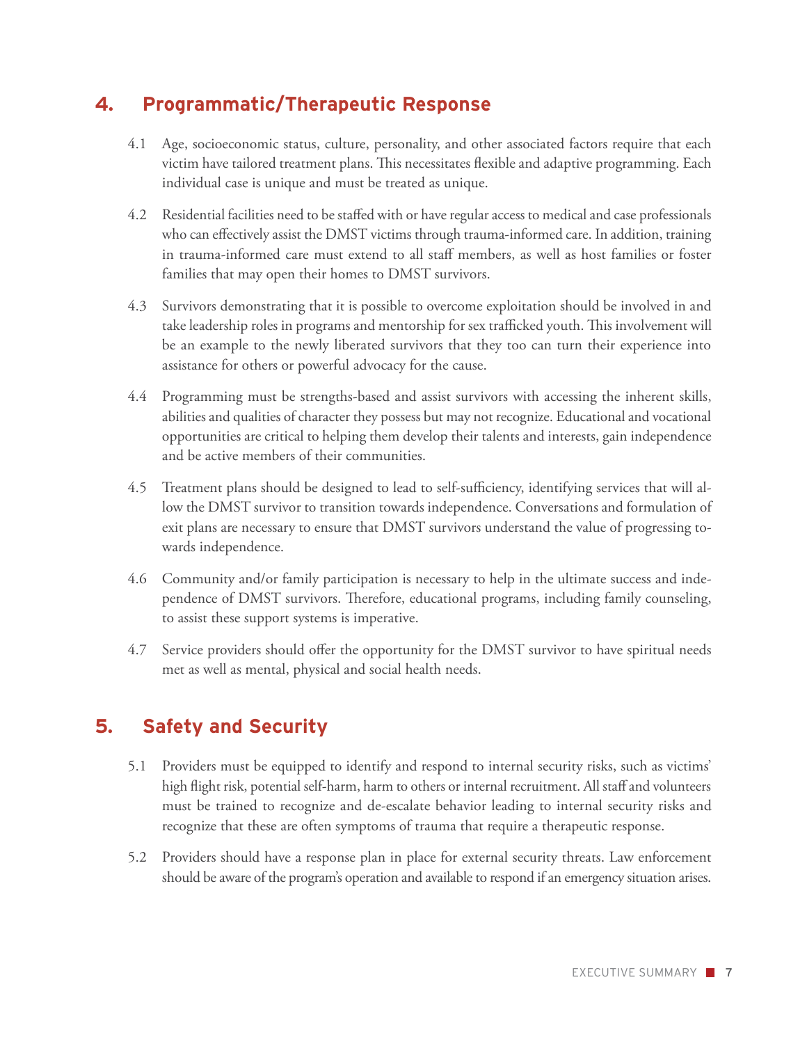## 4. Programmatic/Therapeutic Response

4.1 Age, socioeconomic status, culture, personality, and other associated factors require that each victim have tailored treatment plans. This necessitates flexible and adaptive programming. Each individual case is unique and must be treated as unique.

4.2 Residential facilities need to be staffed with or have regular access to medical and case professionals who can effectively assist the DMST victims through trauma-informed care. In addition, training in trauma-informed care must extend to all staff members, as well as host families or foster families that may open their homes to DMST survivors.

4.3 Survivors demonstrating that it is possible to overcome exploitation should be involved in and take leadership roles in programs and mentorship for sex trafficked youth. This involvement will be an example to the newly liberated survivors that they too can turn their experience into assistance for others or powerful advocacy for the cause.

4.4 Programming must be strengths-based and assist survivors with accessing the inherent skills, abilities and qualities of character they possess but may not recognize. Educational and vocational opportunities are critical to helping them develop their talents and interests, gain independence and be active members of their communities.

4.5 Treatment plans should be designed to lead to self-sufficiency, identifying services that will allow the DMST survivor to transition towards independence. Conversations and formulation of exit plans are necessary to ensure that DMST survivors understand the value of progressing towards independence.

4.6 Community and/or family participation is necessary to help in the ultimate success and independence of DMST survivors. Therefore, educational programs, including family counseling, to assist these support systems is imperative.

4.7 Service providers should offer the opportunity for the DMST survivor to have spiritual needs met as well as mental, physical and social health needs.

## 5. Safety and Security

5.1 Providers must be equipped to identify and respond to internal security risks, such as victims' high flight risk, potential self-harm, harm to others or internal recruitment. All staff and volunteers must be trained to recognize and de-escalate behavior leading to internal security risks and recognize that these are often symptoms of trauma that require a therapeutic response.

5.2 Providers should have a response plan in place for external security threats. Law enforcement should be aware of the program's operation and available to respond if an emergency situation arises.